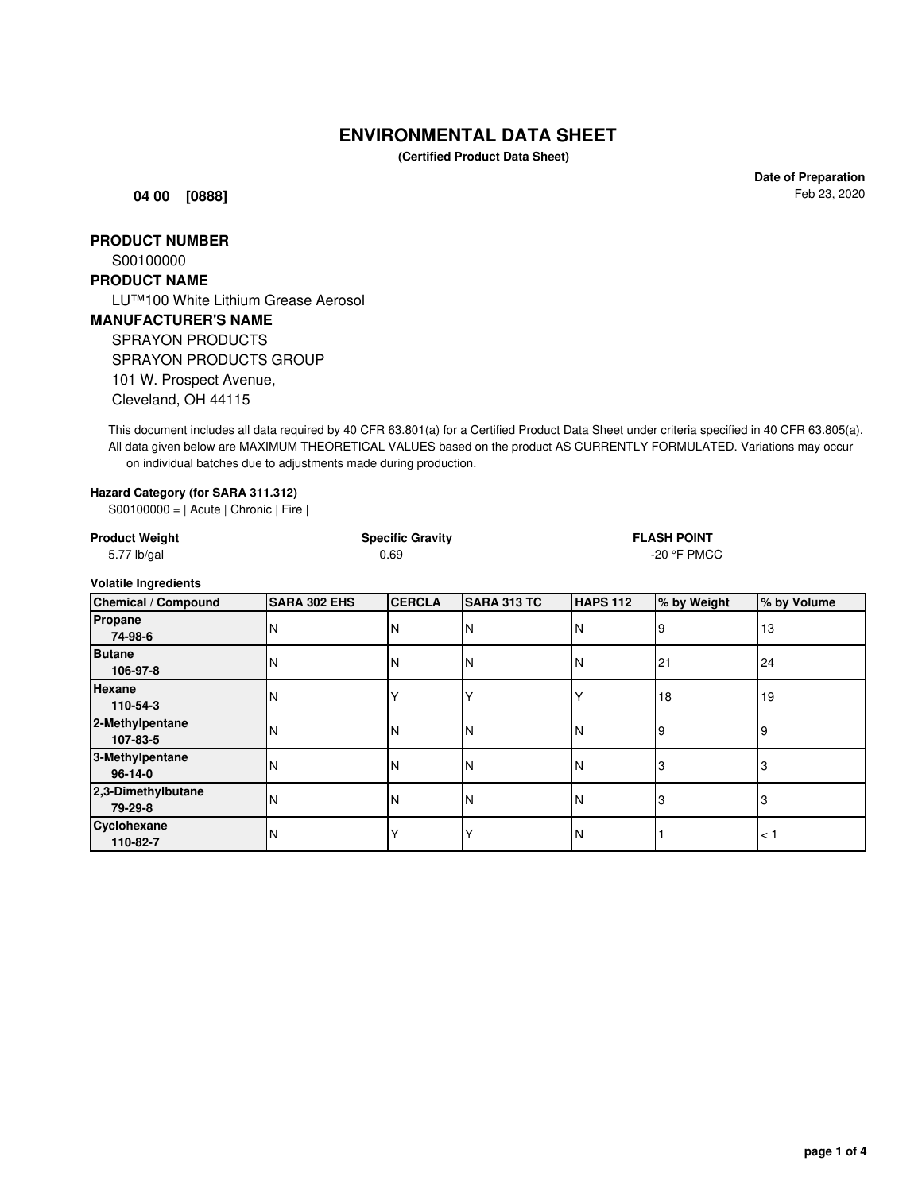# ENVIRONMENTAL DATA SHEET

**(Certified Product Data Sheet)**

**Date of Preparation**
Feb 23, 2020

**04 00 [0888]**

**PRODUCT NUMBER**

S00100000

**PRODUCT NAME**

LU™100 White Lithium Grease Aerosol

**MANUFACTURER'S NAME**

SPRAYON PRODUCTS
SPRAYON PRODUCTS GROUP
101 W. Prospect Avenue,
Cleveland, OH 44115

This document includes all data required by 40 CFR 63.801(a) for a Certified Product Data Sheet under criteria specified in 40 CFR 63.805(a). All data given below are MAXIMUM THEORETICAL VALUES based on the product AS CURRENTLY FORMULATED. Variations may occur on individual batches due to adjustments made during production.

**Hazard Category (for SARA 311.312)**

S00100000 = | Acute | Chronic | Fire |

| Product Weight | Specific Gravity | FLASH POINT |
|---|---|---|
| 5.77 lb/gal | 0.69 | -20 °F PMCC |

**Volatile Ingredients**

| Chemical / Compound | SARA 302 EHS | CERCLA | SARA 313 TC | HAPS 112 | % by Weight | % by Volume |
|---|---|---|---|---|---|---|
| **Propane** **74-98-6** | N | N | N | N | 9 | 13 |
| **Butane** **106-97-8** | N | N | N | N | 21 | 24 |
| **Hexane** **110-54-3** | N | Y | Y | Y | 18 | 19 |
| **2-Methylpentane** **107-83-5** | N | N | N | N | 9 | 9 |
| **3-Methylpentane** **96-14-0** | N | N | N | N | 3 | 3 |
| **2,3-Dimethylbutane** **79-29-8** | N | N | N | N | 3 | 3 |
| **Cyclohexane** **110-82-7** | N | Y | Y | N | 1 | < 1 |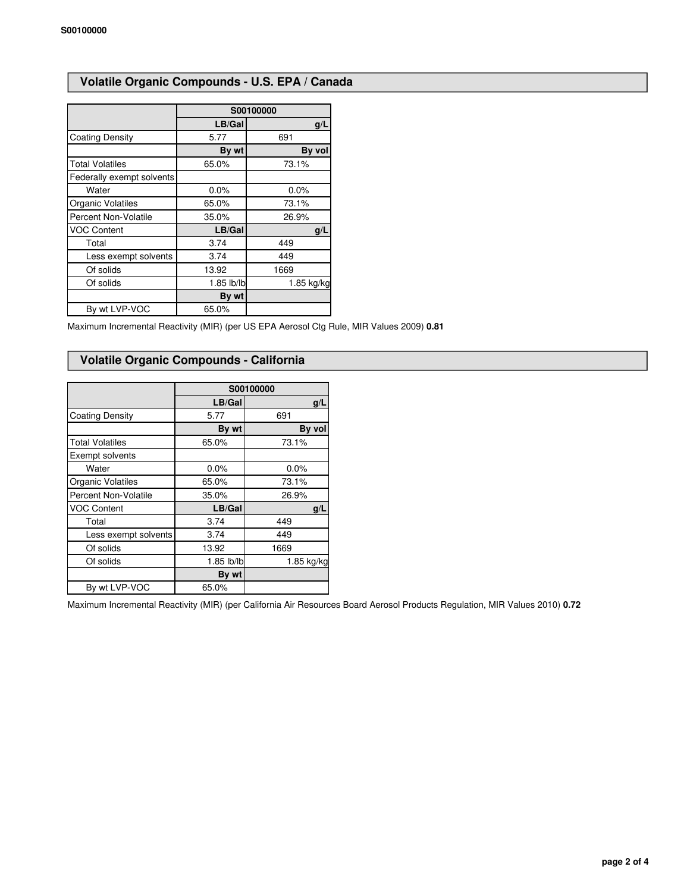## Volatile Organic Compounds - U.S. EPA / Canada

| | S00100000 | |
|---|---|---|
| | LB/Gal | g/L |
| Coating Density | 5.77 | 691 |
| | By wt | By vol |
| Total Volatiles | 65.0% | 73.1% |
| Federally exempt solvents | | |
| Water | 0.0% | 0.0% |
| Organic Volatiles | 65.0% | 73.1% |
| Percent Non-Volatile | 35.0% | 26.9% |
| VOC Content | LB/Gal | g/L |
| Total | 3.74 | 449 |
| Less exempt solvents | 3.74 | 449 |
| Of solids | 13.92 | 1669 |
| Of solids | 1.85 lb/lb | 1.85 kg/kg |
| | By wt | |
| By wt LVP-VOC | 65.0% | |

Maximum Incremental Reactivity (MIR) (per US EPA Aerosol Ctg Rule, MIR Values 2009) **0.81**

## Volatile Organic Compounds - California

| | S00100000 | |
|---|---|---|
| | LB/Gal | g/L |
| Coating Density | 5.77 | 691 |
| | By wt | By vol |
| Total Volatiles | 65.0% | 73.1% |
| Exempt solvents | | |
| Water | 0.0% | 0.0% |
| Organic Volatiles | 65.0% | 73.1% |
| Percent Non-Volatile | 35.0% | 26.9% |
| VOC Content | LB/Gal | g/L |
| Total | 3.74 | 449 |
| Less exempt solvents | 3.74 | 449 |
| Of solids | 13.92 | 1669 |
| Of solids | 1.85 lb/lb | 1.85 kg/kg |
| | By wt | |
| By wt LVP-VOC | 65.0% | |

Maximum Incremental Reactivity (MIR) (per California Air Resources Board Aerosol Products Regulation, MIR Values 2010) **0.72**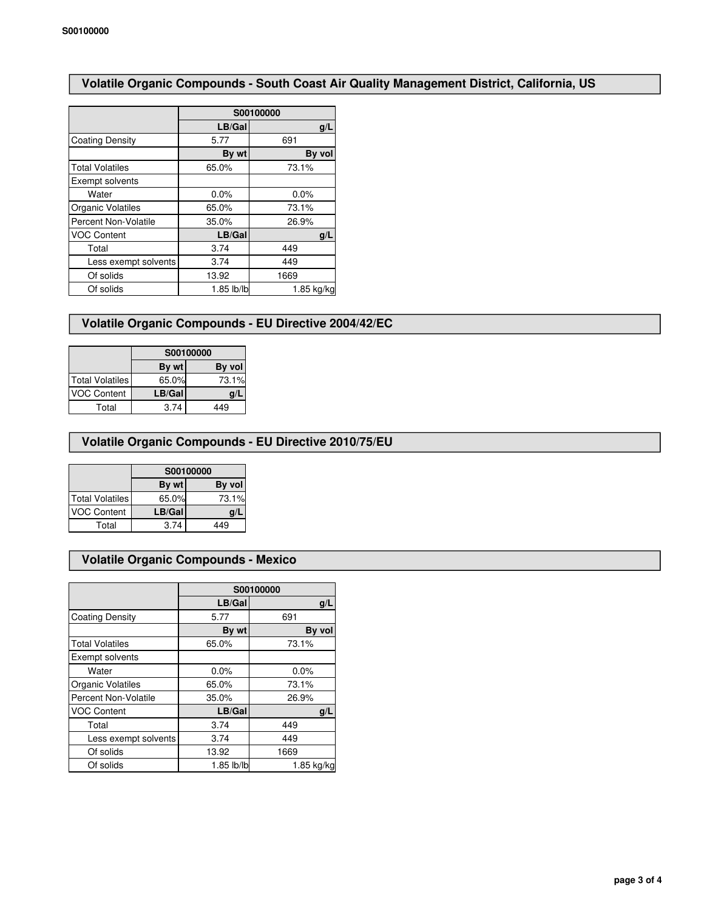## Volatile Organic Compounds - South Coast Air Quality Management District, California, US

| | S00100000 | |
|---|---|---|
| | LB/Gal | g/L |
| Coating Density | 5.77 | 691 |
| | By wt | By vol |
| Total Volatiles | 65.0% | 73.1% |
| Exempt solvents | | |
| Water | 0.0% | 0.0% |
| Organic Volatiles | 65.0% | 73.1% |
| Percent Non-Volatile | 35.0% | 26.9% |
| VOC Content | LB/Gal | g/L |
| Total | 3.74 | 449 |
| Less exempt solvents | 3.74 | 449 |
| Of solids | 13.92 | 1669 |
| Of solids | 1.85 lb/lb | 1.85 kg/kg |

## Volatile Organic Compounds - EU Directive 2004/42/EC

| | S00100000 | |
|---|---|---|
| | By wt | By vol |
| Total Volatiles | 65.0% | 73.1% |
| VOC Content | LB/Gal | g/L |
| Total | 3.74 | 449 |

## Volatile Organic Compounds - EU Directive 2010/75/EU

| | S00100000 | |
|---|---|---|
| | By wt | By vol |
| Total Volatiles | 65.0% | 73.1% |
| VOC Content | LB/Gal | g/L |
| Total | 3.74 | 449 |

## Volatile Organic Compounds - Mexico

| | S00100000 | |
|---|---|---|
| | LB/Gal | g/L |
| Coating Density | 5.77 | 691 |
| | By wt | By vol |
| Total Volatiles | 65.0% | 73.1% |
| Exempt solvents | | |
| Water | 0.0% | 0.0% |
| Organic Volatiles | 65.0% | 73.1% |
| Percent Non-Volatile | 35.0% | 26.9% |
| VOC Content | LB/Gal | g/L |
| Total | 3.74 | 449 |
| Less exempt solvents | 3.74 | 449 |
| Of solids | 13.92 | 1669 |
| Of solids | 1.85 lb/lb | 1.85 kg/kg |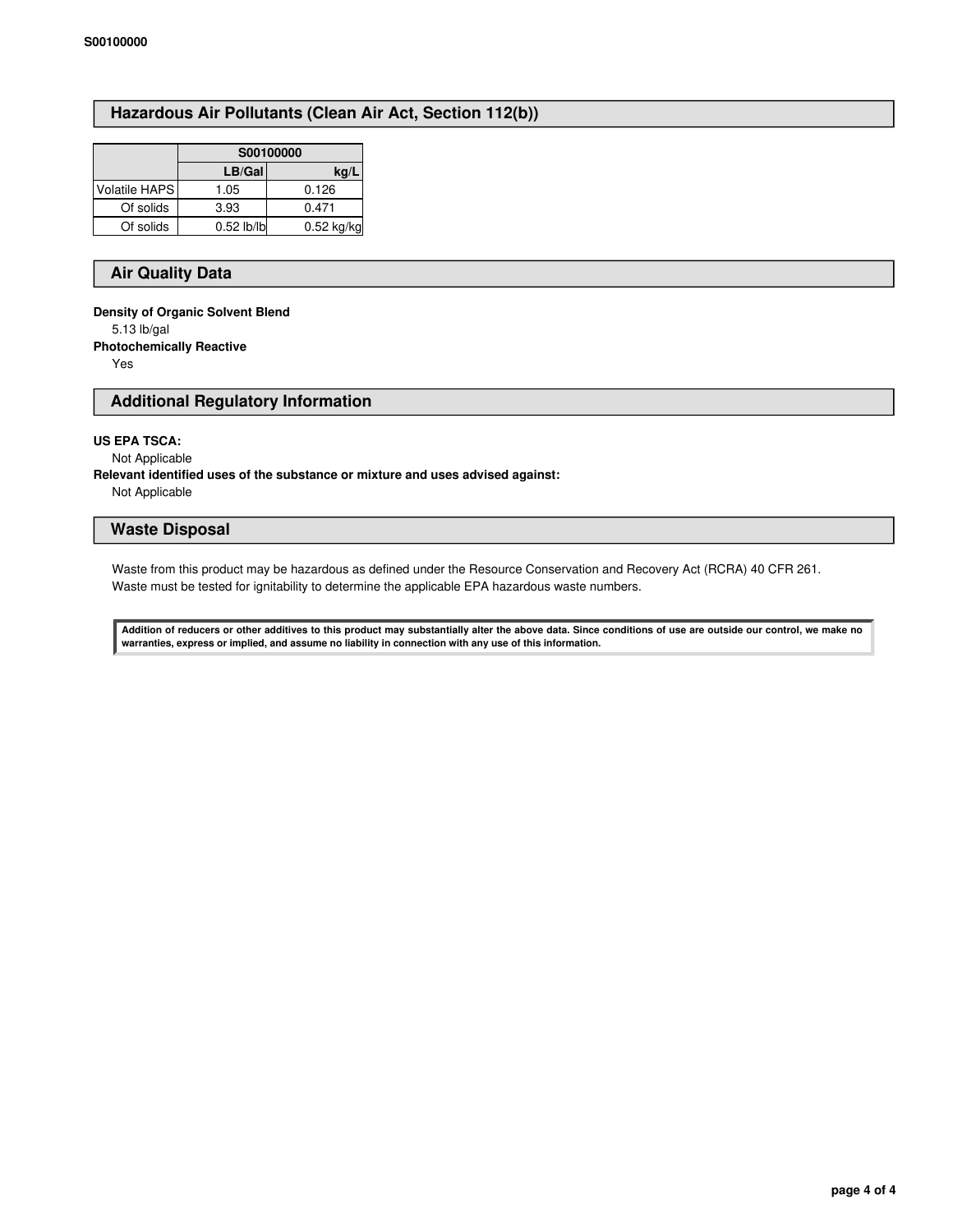## Hazardous Air Pollutants (Clean Air Act, Section 112(b))

| | S00100000 | |
|---|---|---|
| | LB/Gal | kg/L |
| Volatile HAPS | 1.05 | 0.126 |
| Of solids | 3.93 | 0.471 |
| Of solids | 0.52 lb/lb | 0.52 kg/kg |

## Air Quality Data

**Density of Organic Solvent Blend**

5.13 lb/gal

**Photochemically Reactive**

Yes

## Additional Regulatory Information

**US EPA TSCA:**

Not Applicable

**Relevant identified uses of the substance or mixture and uses advised against:**

Not Applicable

## Waste Disposal

Waste from this product may be hazardous as defined under the Resource Conservation and Recovery Act (RCRA) 40 CFR 261.
Waste must be tested for ignitability to determine the applicable EPA hazardous waste numbers.

**Addition of reducers or other additives to this product may substantially alter the above data. Since conditions of use are outside our control, we make no warranties, express or implied, and assume no liability in connection with any use of this information.**